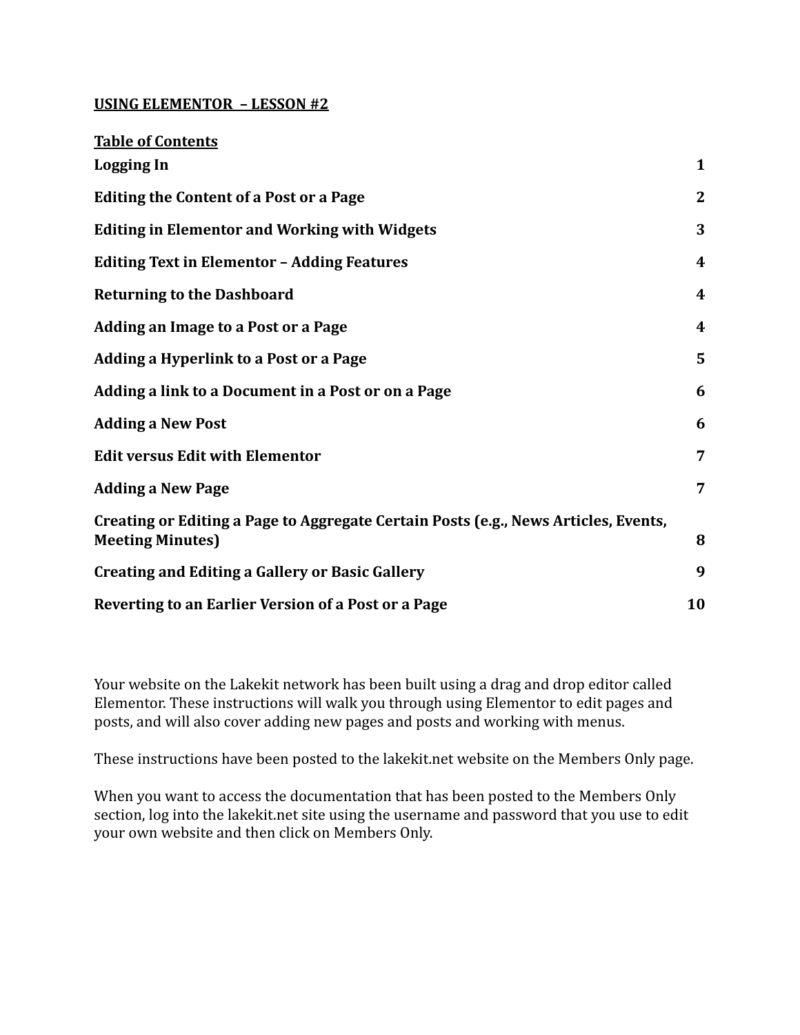# USING ELEMENTOR – LESSON #2

## Table of Contents

| | |
|---|---|
| **Logging In** | **1** |
| **Editing the Content of a Post or a Page** | **2** |
| **Editing in Elementor and Working with Widgets** | **3** |
| **Editing Text in Elementor – Adding Features** | **4** |
| **Returning to the Dashboard** | **4** |
| **Adding an Image to a Post or a Page** | **4** |
| **Adding a Hyperlink to a Post or a Page** | **5** |
| **Adding a link to a Document in a Post or on a Page** | **6** |
| **Adding a New Post** | **6** |
| **Edit versus Edit with Elementor** | **7** |
| **Adding a New Page** | **7** |
| **Creating or Editing a Page to Aggregate Certain Posts (e.g., News Articles, Events, Meeting Minutes)** | **8** |
| **Creating and Editing a Gallery or Basic Gallery** | **9** |
| **Reverting to an Earlier Version of a Post or a Page** | **10** |

Your website on the Lakekit network has been built using a drag and drop editor called Elementor. These instructions will walk you through using Elementor to edit pages and posts, and will also cover adding new pages and posts and working with menus.

These instructions have been posted to the lakekit.net website on the Members Only page.

When you want to access the documentation that has been posted to the Members Only section, log into the lakekit.net site using the username and password that you use to edit your own website and then click on Members Only.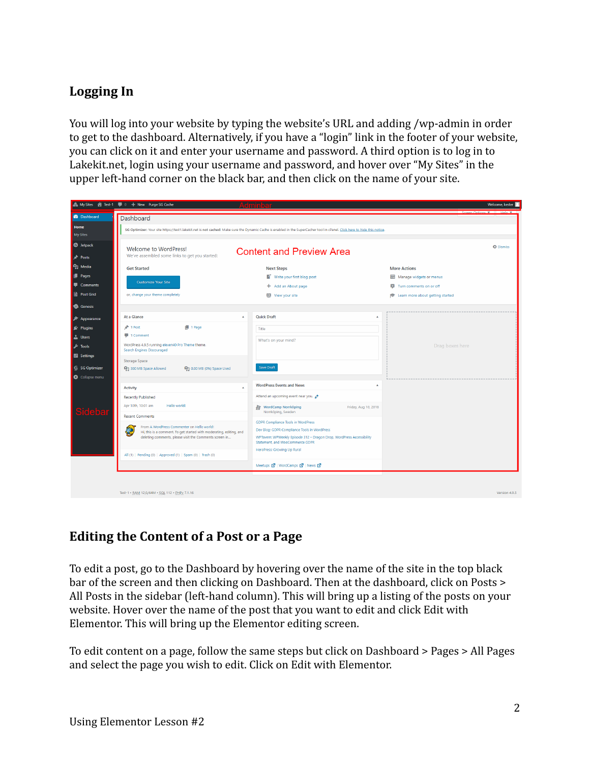## Logging In

You will log into your website by typing the website's URL and adding /wp-admin in order to get to the dashboard. Alternatively, if you have a "login" link in the footer of your website, you can click on it and enter your username and password. A third option is to log in to Lakekit.net, login using your username and password, and hover over "My Sites" in the upper left-hand corner on the black bar, and then click on the name of your site.

## Editing the Content of a Post or a Page

To edit a post, go to the Dashboard by hovering over the name of the site in the top black bar of the screen and then clicking on Dashboard. Then at the dashboard, click on Posts > All Posts in the sidebar (left-hand column). This will bring up a listing of the posts on your website. Hover over the name of the post that you want to edit and click Edit with Elementor. This will bring up the Elementor editing screen.

To edit content on a page, follow the same steps but click on Dashboard > Pages > All Pages and select the page you wish to edit. Click on Edit with Elementor.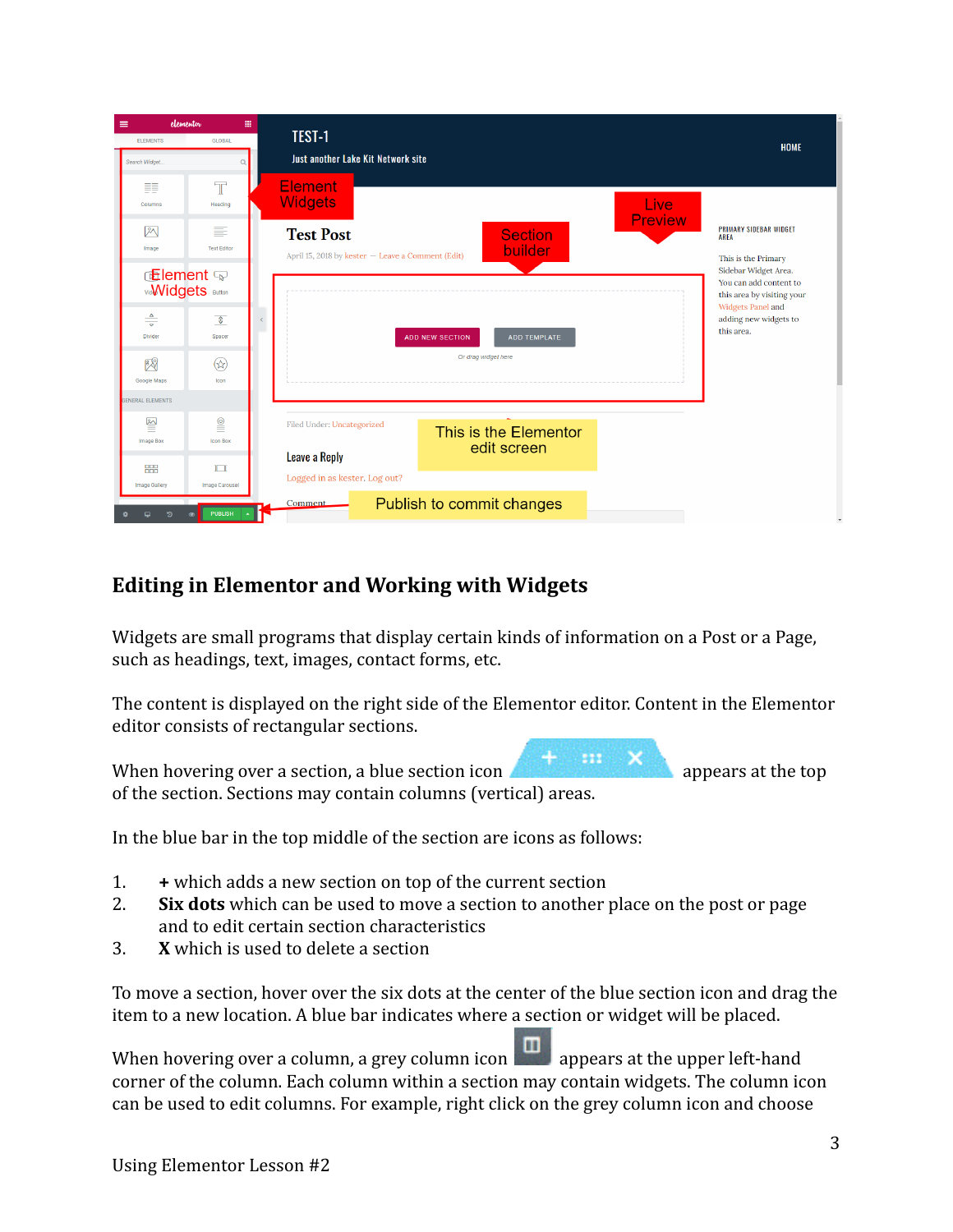## Editing in Elementor and Working with Widgets

Widgets are small programs that display certain kinds of information on a Post or a Page, such as headings, text, images, contact forms, etc.

The content is displayed on the right side of the Elementor editor. Content in the Elementor editor consists of rectangular sections.

When hovering over a section, a blue section icon appears at the top of the section. Sections may contain columns (vertical) areas.

In the blue bar in the top middle of the section are icons as follows:

1. **+** which adds a new section on top of the current section
2. **Six dots** which can be used to move a section to another place on the post or page and to edit certain section characteristics
3. **X** which is used to delete a section

To move a section, hover over the six dots at the center of the blue section icon and drag the item to a new location. A blue bar indicates where a section or widget will be placed.

When hovering over a column, a grey column icon appears at the upper left-hand corner of the column. Each column within a section may contain widgets. The column icon can be used to edit columns. For example, right click on the grey column icon and choose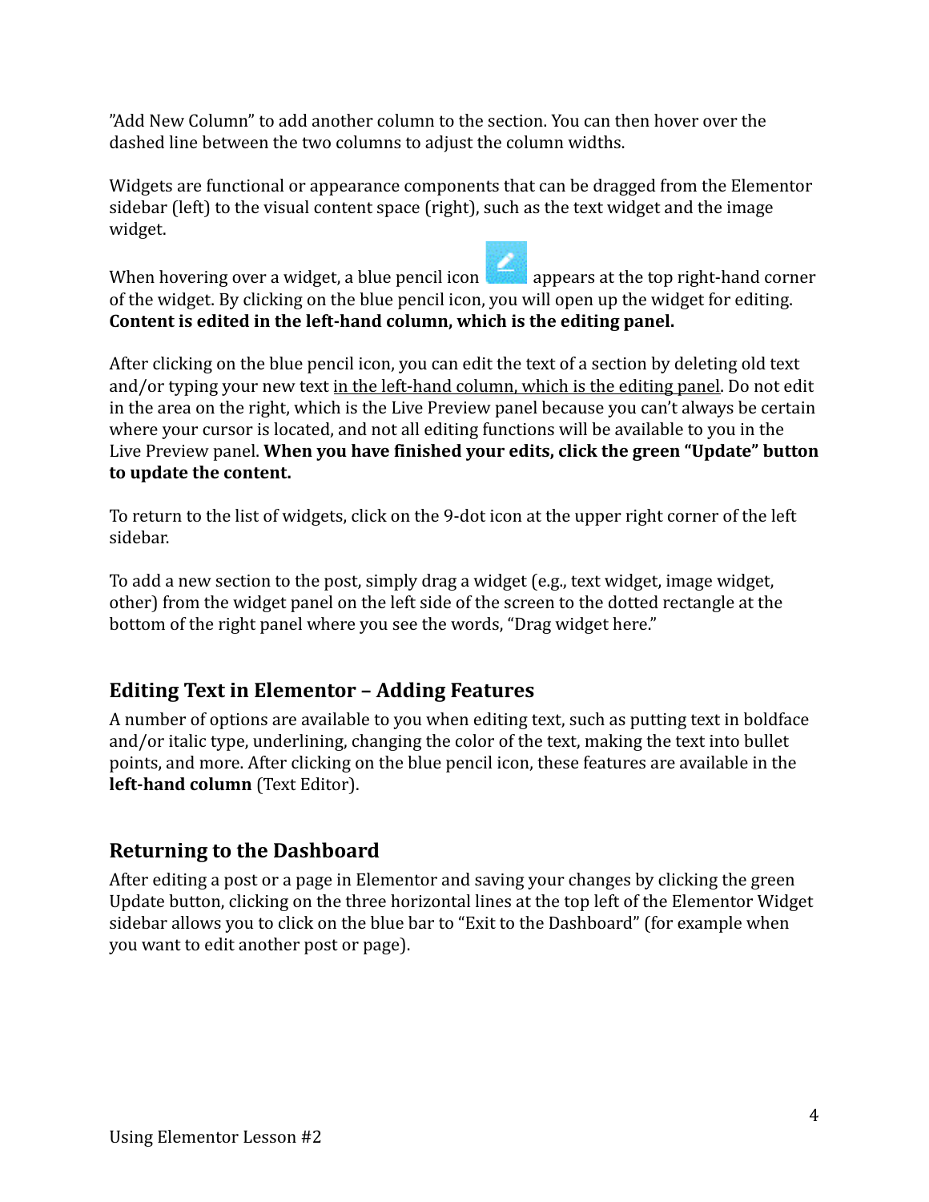”Add New Column” to add another column to the section. You can then hover over the dashed line between the two columns to adjust the column widths.

Widgets are functional or appearance components that can be dragged from the Elementor sidebar (left) to the visual content space (right), such as the text widget and the image widget.

When hovering over a widget, a blue pencil icon appears at the top right-hand corner of the widget. By clicking on the blue pencil icon, you will open up the widget for editing. **Content is edited in the left-hand column, which is the editing panel.**

After clicking on the blue pencil icon, you can edit the text of a section by deleting old text and/or typing your new text <u>in the left-hand column, which is the editing panel</u>. Do not edit in the area on the right, which is the Live Preview panel because you can’t always be certain where your cursor is located, and not all editing functions will be available to you in the Live Preview panel. **When you have finished your edits, click the green “Update” button to update the content.**

To return to the list of widgets, click on the 9-dot icon at the upper right corner of the left sidebar.

To add a new section to the post, simply drag a widget (e.g., text widget, image widget, other) from the widget panel on the left side of the screen to the dotted rectangle at the bottom of the right panel where you see the words, “Drag widget here.”

## Editing Text in Elementor – Adding Features

A number of options are available to you when editing text, such as putting text in boldface and/or italic type, underlining, changing the color of the text, making the text into bullet points, and more. After clicking on the blue pencil icon, these features are available in the **left-hand column** (Text Editor).

## Returning to the Dashboard

After editing a post or a page in Elementor and saving your changes by clicking the green Update button, clicking on the three horizontal lines at the top left of the Elementor Widget sidebar allows you to click on the blue bar to “Exit to the Dashboard” (for example when you want to edit another post or page).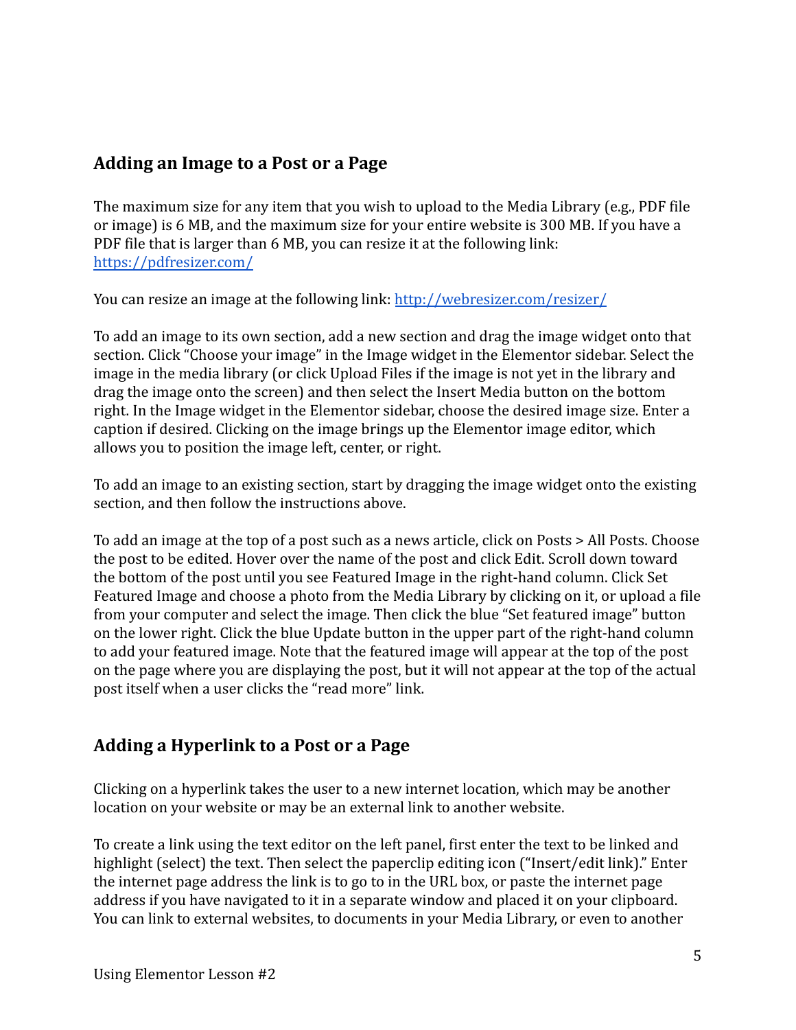## Adding an Image to a Post or a Page

The maximum size for any item that you wish to upload to the Media Library (e.g., PDF file or image) is 6 MB, and the maximum size for your entire website is 300 MB. If you have a PDF file that is larger than 6 MB, you can resize it at the following link: [https://pdfresizer.com/](https://pdfresizer.com/)

You can resize an image at the following link: [http://webresizer.com/resizer/](http://webresizer.com/resizer/)

To add an image to its own section, add a new section and drag the image widget onto that section. Click "Choose your image" in the Image widget in the Elementor sidebar. Select the image in the media library (or click Upload Files if the image is not yet in the library and drag the image onto the screen) and then select the Insert Media button on the bottom right. In the Image widget in the Elementor sidebar, choose the desired image size. Enter a caption if desired. Clicking on the image brings up the Elementor image editor, which allows you to position the image left, center, or right.

To add an image to an existing section, start by dragging the image widget onto the existing section, and then follow the instructions above.

To add an image at the top of a post such as a news article, click on Posts > All Posts. Choose the post to be edited. Hover over the name of the post and click Edit. Scroll down toward the bottom of the post until you see Featured Image in the right-hand column. Click Set Featured Image and choose a photo from the Media Library by clicking on it, or upload a file from your computer and select the image. Then click the blue "Set featured image" button on the lower right. Click the blue Update button in the upper part of the right-hand column to add your featured image. Note that the featured image will appear at the top of the post on the page where you are displaying the post, but it will not appear at the top of the actual post itself when a user clicks the "read more" link.

## Adding a Hyperlink to a Post or a Page

Clicking on a hyperlink takes the user to a new internet location, which may be another location on your website or may be an external link to another website.

To create a link using the text editor on the left panel, first enter the text to be linked and highlight (select) the text. Then select the paperclip editing icon ("Insert/edit link)." Enter the internet page address the link is to go to in the URL box, or paste the internet page address if you have navigated to it in a separate window and placed it on your clipboard. You can link to external websites, to documents in your Media Library, or even to another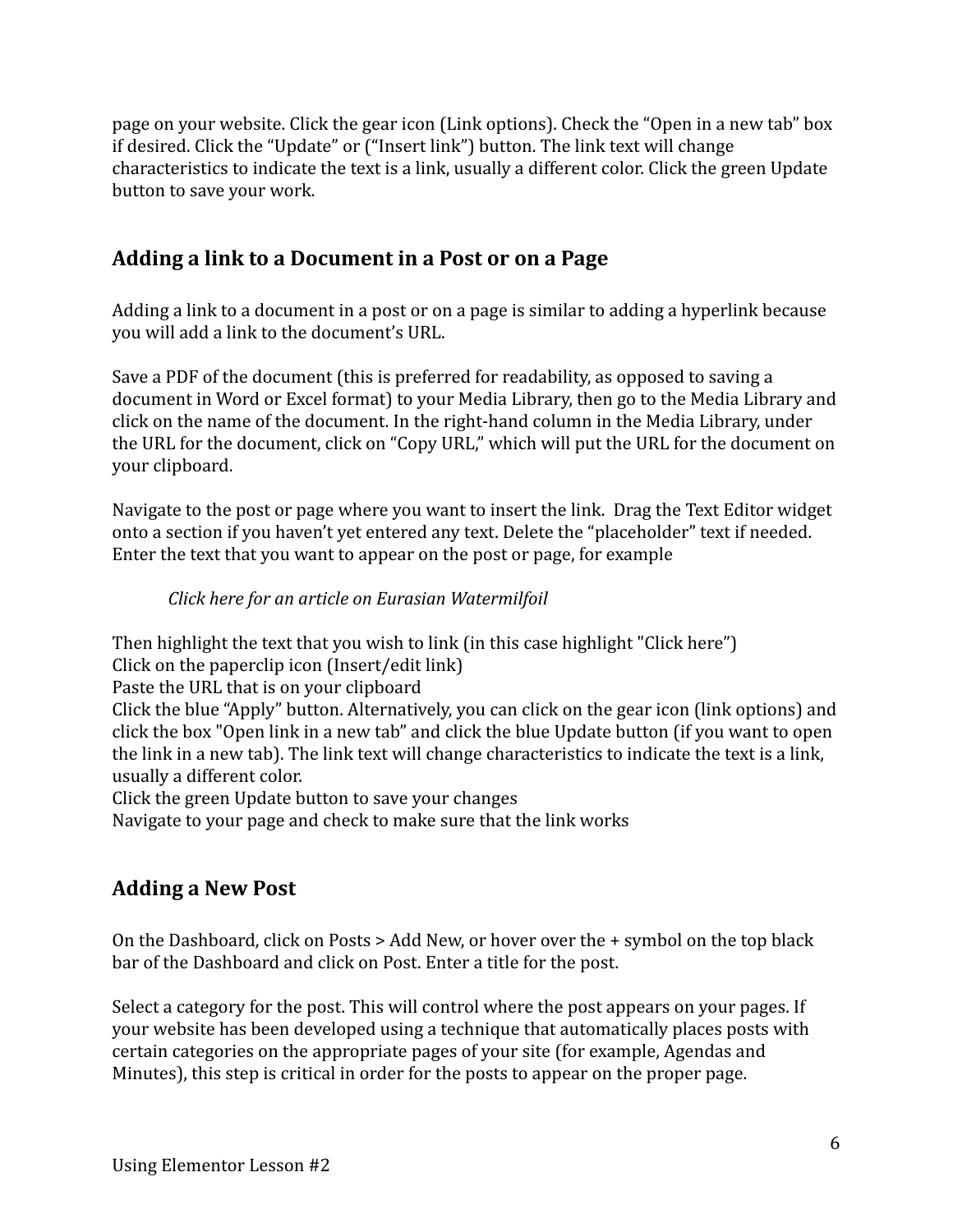page on your website. Click the gear icon (Link options). Check the “Open in a new tab” box if desired. Click the “Update” or (“Insert link”) button. The link text will change characteristics to indicate the text is a link, usually a different color. Click the green Update button to save your work.

## Adding a link to a Document in a Post or on a Page

Adding a link to a document in a post or on a page is similar to adding a hyperlink because you will add a link to the document’s URL.

Save a PDF of the document (this is preferred for readability, as opposed to saving a document in Word or Excel format) to your Media Library, then go to the Media Library and click on the name of the document. In the right-hand column in the Media Library, under the URL for the document, click on “Copy URL,” which will put the URL for the document on your clipboard.

Navigate to the post or page where you want to insert the link. Drag the Text Editor widget onto a section if you haven’t yet entered any text. Delete the “placeholder” text if needed. Enter the text that you want to appear on the post or page, for example

*Click here for an article on Eurasian Watermilfoil*

Then highlight the text that you wish to link (in this case highlight "Click here”)
Click on the paperclip icon (Insert/edit link)
Paste the URL that is on your clipboard
Click the blue “Apply” button. Alternatively, you can click on the gear icon (link options) and click the box "Open link in a new tab” and click the blue Update button (if you want to open the link in a new tab). The link text will change characteristics to indicate the text is a link, usually a different color.
Click the green Update button to save your changes
Navigate to your page and check to make sure that the link works

## Adding a New Post

On the Dashboard, click on Posts > Add New, or hover over the + symbol on the top black bar of the Dashboard and click on Post. Enter a title for the post.

Select a category for the post. This will control where the post appears on your pages. If your website has been developed using a technique that automatically places posts with certain categories on the appropriate pages of your site (for example, Agendas and Minutes), this step is critical in order for the posts to appear on the proper page.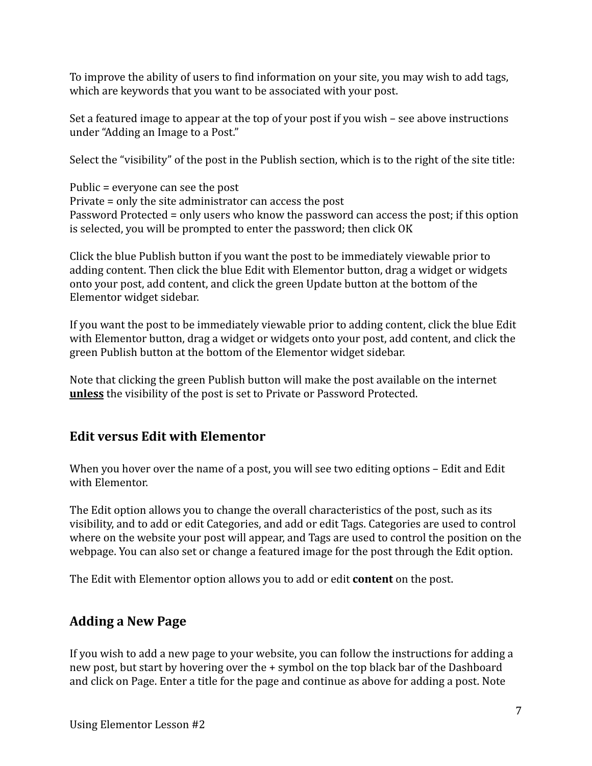To improve the ability of users to find information on your site, you may wish to add tags, which are keywords that you want to be associated with your post.

Set a featured image to appear at the top of your post if you wish – see above instructions under “Adding an Image to a Post.”

Select the “visibility” of the post in the Publish section, which is to the right of the site title:

Public = everyone can see the post
Private = only the site administrator can access the post
Password Protected = only users who know the password can access the post; if this option is selected, you will be prompted to enter the password; then click OK

Click the blue Publish button if you want the post to be immediately viewable prior to adding content. Then click the blue Edit with Elementor button, drag a widget or widgets onto your post, add content, and click the green Update button at the bottom of the Elementor widget sidebar.

If you want the post to be immediately viewable prior to adding content, click the blue Edit with Elementor button, drag a widget or widgets onto your post, add content, and click the green Publish button at the bottom of the Elementor widget sidebar.

Note that clicking the green Publish button will make the post available on the internet **unless** the visibility of the post is set to Private or Password Protected.

## Edit versus Edit with Elementor

When you hover over the name of a post, you will see two editing options – Edit and Edit with Elementor.

The Edit option allows you to change the overall characteristics of the post, such as its visibility, and to add or edit Categories, and add or edit Tags. Categories are used to control where on the website your post will appear, and Tags are used to control the position on the webpage. You can also set or change a featured image for the post through the Edit option.

The Edit with Elementor option allows you to add or edit **content** on the post.

## Adding a New Page

If you wish to add a new page to your website, you can follow the instructions for adding a new post, but start by hovering over the + symbol on the top black bar of the Dashboard and click on Page. Enter a title for the page and continue as above for adding a post. Note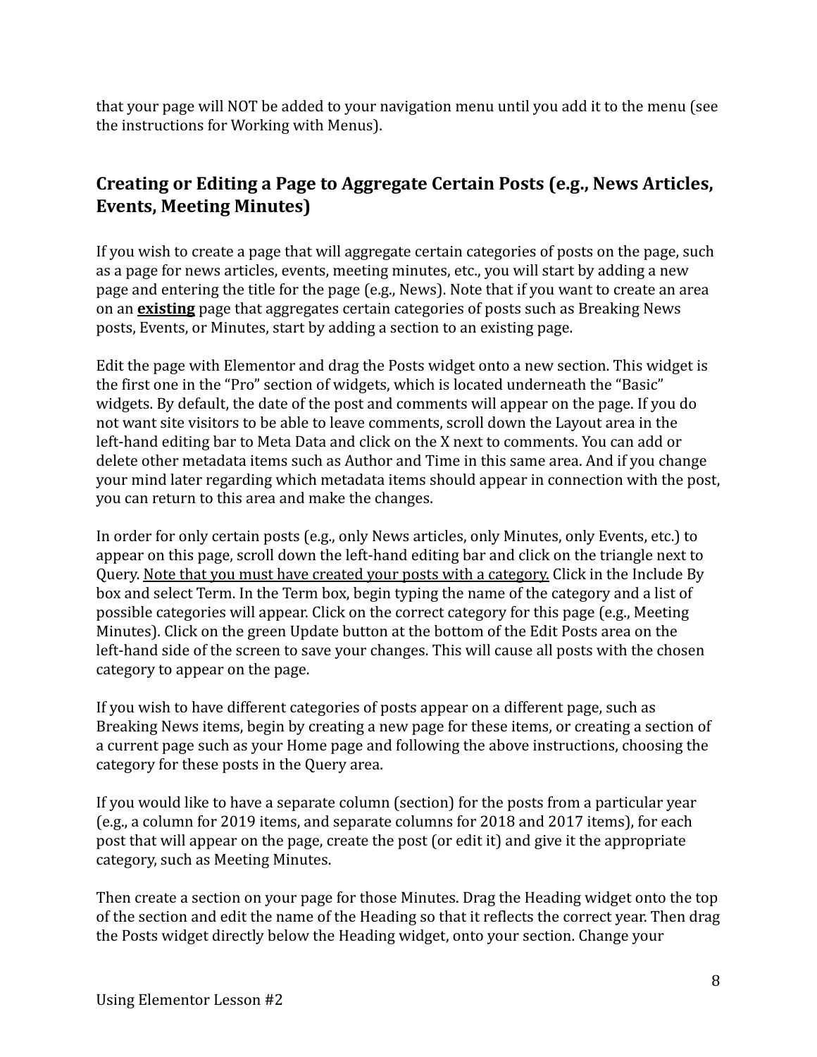that your page will NOT be added to your navigation menu until you add it to the menu (see the instructions for Working with Menus).

## Creating or Editing a Page to Aggregate Certain Posts (e.g., News Articles, Events, Meeting Minutes)

If you wish to create a page that will aggregate certain categories of posts on the page, such as a page for news articles, events, meeting minutes, etc., you will start by adding a new page and entering the title for the page (e.g., News). Note that if you want to create an area on an <u>**existing**</u> page that aggregates certain categories of posts such as Breaking News posts, Events, or Minutes, start by adding a section to an existing page.

Edit the page with Elementor and drag the Posts widget onto a new section. This widget is the first one in the "Pro" section of widgets, which is located underneath the "Basic" widgets. By default, the date of the post and comments will appear on the page. If you do not want site visitors to be able to leave comments, scroll down the Layout area in the left-hand editing bar to Meta Data and click on the X next to comments. You can add or delete other metadata items such as Author and Time in this same area. And if you change your mind later regarding which metadata items should appear in connection with the post, you can return to this area and make the changes.

In order for only certain posts (e.g., only News articles, only Minutes, only Events, etc.) to appear on this page, scroll down the left-hand editing bar and click on the triangle next to Query. <u>Note that you must have created your posts with a category.</u> Click in the Include By box and select Term. In the Term box, begin typing the name of the category and a list of possible categories will appear. Click on the correct category for this page (e.g., Meeting Minutes). Click on the green Update button at the bottom of the Edit Posts area on the left-hand side of the screen to save your changes. This will cause all posts with the chosen category to appear on the page.

If you wish to have different categories of posts appear on a different page, such as Breaking News items, begin by creating a new page for these items, or creating a section of a current page such as your Home page and following the above instructions, choosing the category for these posts in the Query area.

If you would like to have a separate column (section) for the posts from a particular year (e.g., a column for 2019 items, and separate columns for 2018 and 2017 items), for each post that will appear on the page, create the post (or edit it) and give it the appropriate category, such as Meeting Minutes.

Then create a section on your page for those Minutes. Drag the Heading widget onto the top of the section and edit the name of the Heading so that it reflects the correct year. Then drag the Posts widget directly below the Heading widget, onto your section. Change your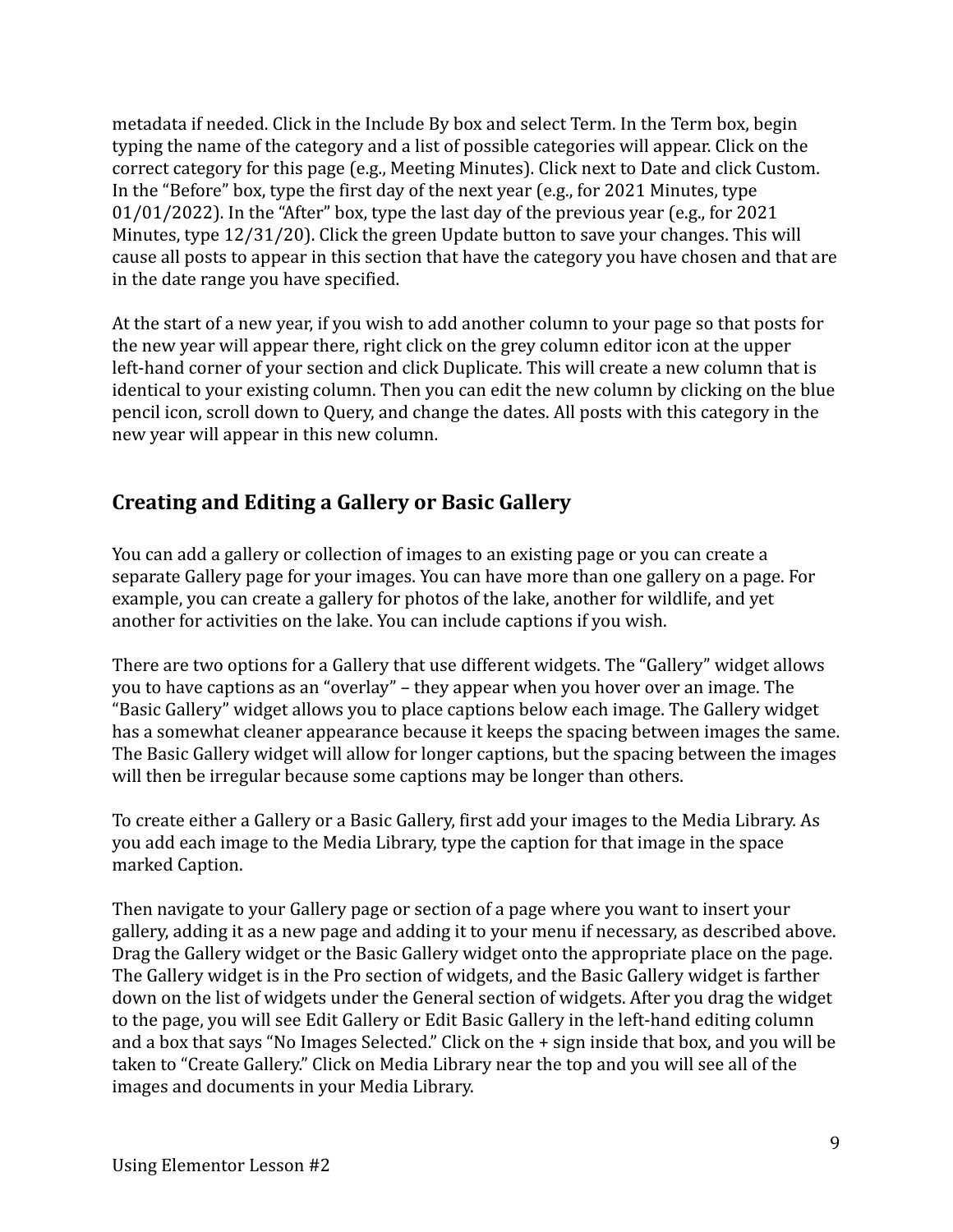metadata if needed. Click in the Include By box and select Term. In the Term box, begin typing the name of the category and a list of possible categories will appear. Click on the correct category for this page (e.g., Meeting Minutes). Click next to Date and click Custom. In the "Before" box, type the first day of the next year (e.g., for 2021 Minutes, type 01/01/2022). In the "After" box, type the last day of the previous year (e.g., for 2021 Minutes, type 12/31/20). Click the green Update button to save your changes. This will cause all posts to appear in this section that have the category you have chosen and that are in the date range you have specified.

At the start of a new year, if you wish to add another column to your page so that posts for the new year will appear there, right click on the grey column editor icon at the upper left-hand corner of your section and click Duplicate. This will create a new column that is identical to your existing column. Then you can edit the new column by clicking on the blue pencil icon, scroll down to Query, and change the dates. All posts with this category in the new year will appear in this new column.

## Creating and Editing a Gallery or Basic Gallery

You can add a gallery or collection of images to an existing page or you can create a separate Gallery page for your images. You can have more than one gallery on a page. For example, you can create a gallery for photos of the lake, another for wildlife, and yet another for activities on the lake. You can include captions if you wish.

There are two options for a Gallery that use different widgets. The "Gallery" widget allows you to have captions as an "overlay" – they appear when you hover over an image. The "Basic Gallery" widget allows you to place captions below each image. The Gallery widget has a somewhat cleaner appearance because it keeps the spacing between images the same. The Basic Gallery widget will allow for longer captions, but the spacing between the images will then be irregular because some captions may be longer than others.

To create either a Gallery or a Basic Gallery, first add your images to the Media Library. As you add each image to the Media Library, type the caption for that image in the space marked Caption.

Then navigate to your Gallery page or section of a page where you want to insert your gallery, adding it as a new page and adding it to your menu if necessary, as described above. Drag the Gallery widget or the Basic Gallery widget onto the appropriate place on the page. The Gallery widget is in the Pro section of widgets, and the Basic Gallery widget is farther down on the list of widgets under the General section of widgets. After you drag the widget to the page, you will see Edit Gallery or Edit Basic Gallery in the left-hand editing column and a box that says "No Images Selected." Click on the + sign inside that box, and you will be taken to "Create Gallery." Click on Media Library near the top and you will see all of the images and documents in your Media Library.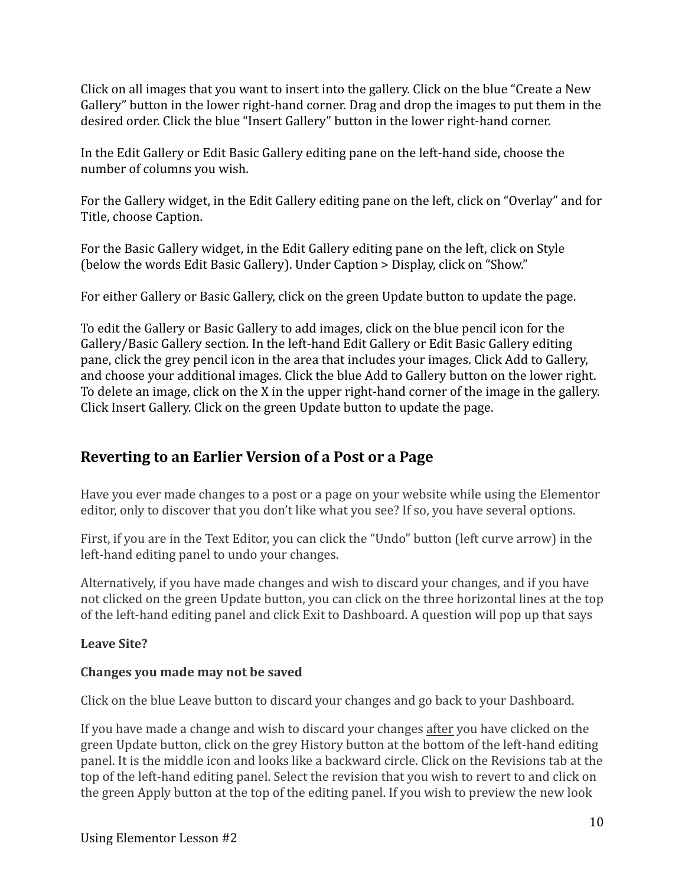Click on all images that you want to insert into the gallery. Click on the blue “Create a New Gallery” button in the lower right-hand corner. Drag and drop the images to put them in the desired order. Click the blue “Insert Gallery” button in the lower right-hand corner.

In the Edit Gallery or Edit Basic Gallery editing pane on the left-hand side, choose the number of columns you wish.

For the Gallery widget, in the Edit Gallery editing pane on the left, click on “Overlay” and for Title, choose Caption.

For the Basic Gallery widget, in the Edit Gallery editing pane on the left, click on Style (below the words Edit Basic Gallery). Under Caption > Display, click on “Show.”

For either Gallery or Basic Gallery, click on the green Update button to update the page.

To edit the Gallery or Basic Gallery to add images, click on the blue pencil icon for the Gallery/Basic Gallery section. In the left-hand Edit Gallery or Edit Basic Gallery editing pane, click the grey pencil icon in the area that includes your images. Click Add to Gallery, and choose your additional images. Click the blue Add to Gallery button on the lower right. To delete an image, click on the X in the upper right-hand corner of the image in the gallery. Click Insert Gallery. Click on the green Update button to update the page.

## Reverting to an Earlier Version of a Post or a Page

Have you ever made changes to a post or a page on your website while using the Elementor editor, only to discover that you don’t like what you see? If so, you have several options.

First, if you are in the Text Editor, you can click the “Undo” button (left curve arrow) in the left-hand editing panel to undo your changes.

Alternatively, if you have made changes and wish to discard your changes, and if you have not clicked on the green Update button, you can click on the three horizontal lines at the top of the left-hand editing panel and click Exit to Dashboard. A question will pop up that says

**Leave Site?**

**Changes you made may not be saved**

Click on the blue Leave button to discard your changes and go back to your Dashboard.

If you have made a change and wish to discard your changes <u>after</u> you have clicked on the green Update button, click on the grey History button at the bottom of the left-hand editing panel. It is the middle icon and looks like a backward circle. Click on the Revisions tab at the top of the left-hand editing panel. Select the revision that you wish to revert to and click on the green Apply button at the top of the editing panel. If you wish to preview the new look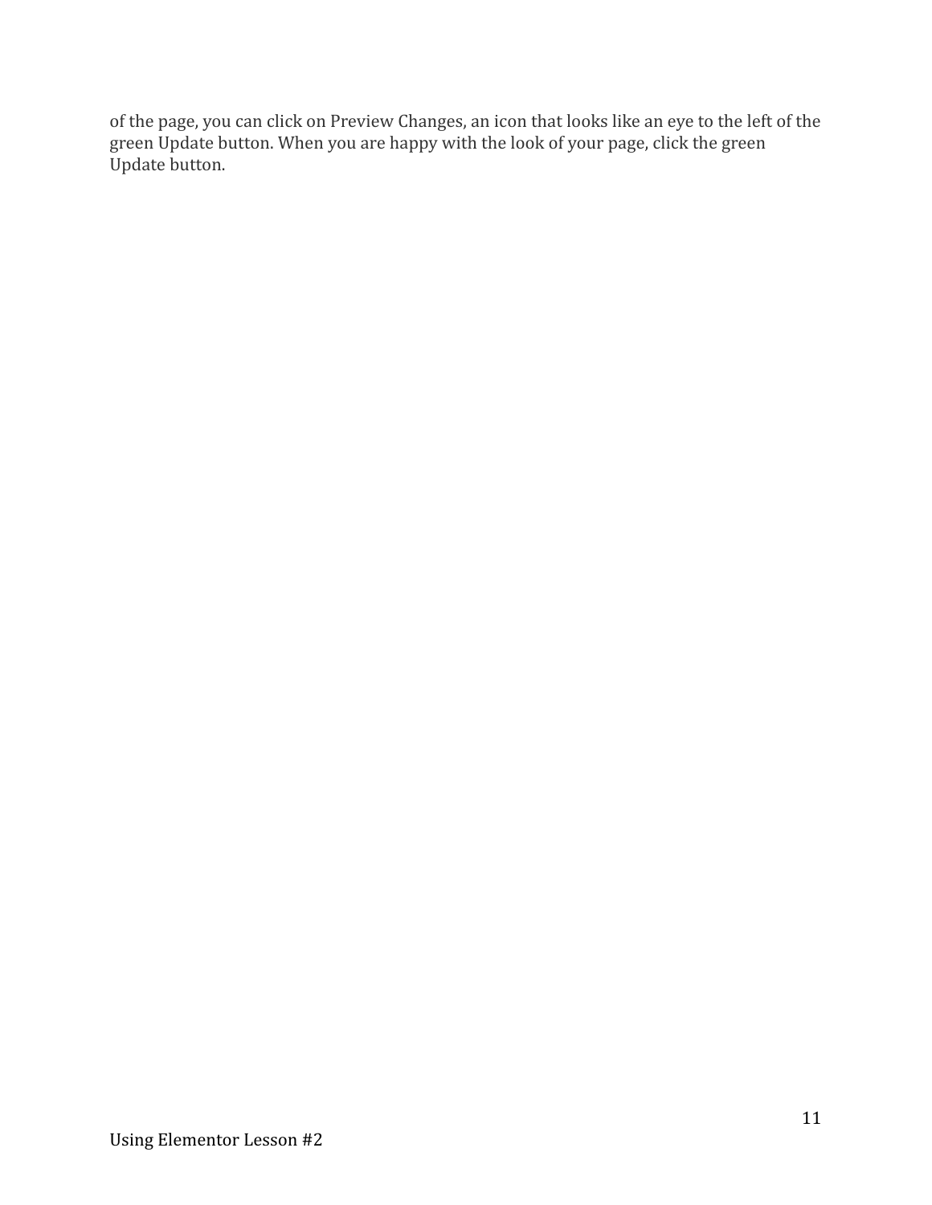of the page, you can click on Preview Changes, an icon that looks like an eye to the left of the green Update button. When you are happy with the look of your page, click the green Update button.